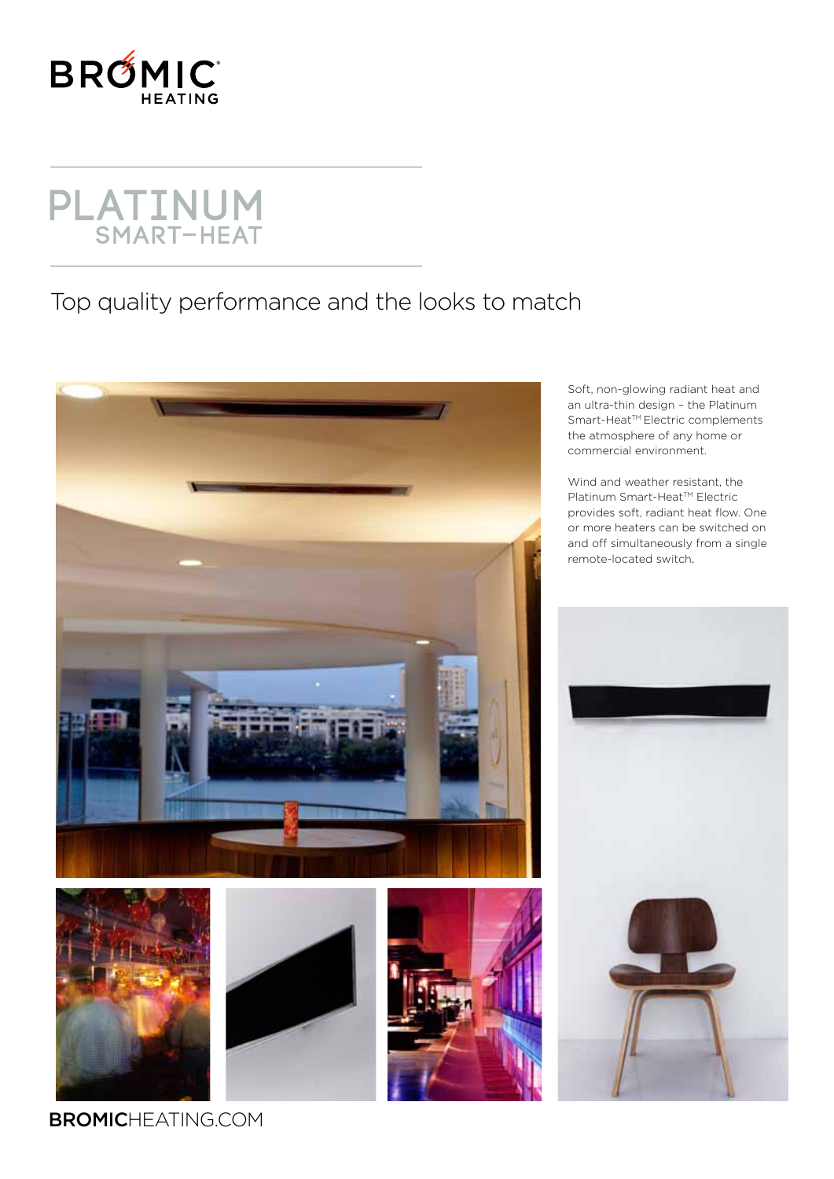BROMIC HEATING

# PLATINUM SMART-HEAT

## Top quality performance and the looks to match

Soft, non-glowing radiant heat and an ultra-thin design – the Platinum Smart-Heat™ Electric complements the atmosphere of any home or commercial environment.

Wind and weather resistant, the Platinum Smart-Heat™ Electric provides soft, radiant heat flow. One or more heaters can be switched on and off simultaneously from a single remote-located switch.

**BROMIC**HEATING.COM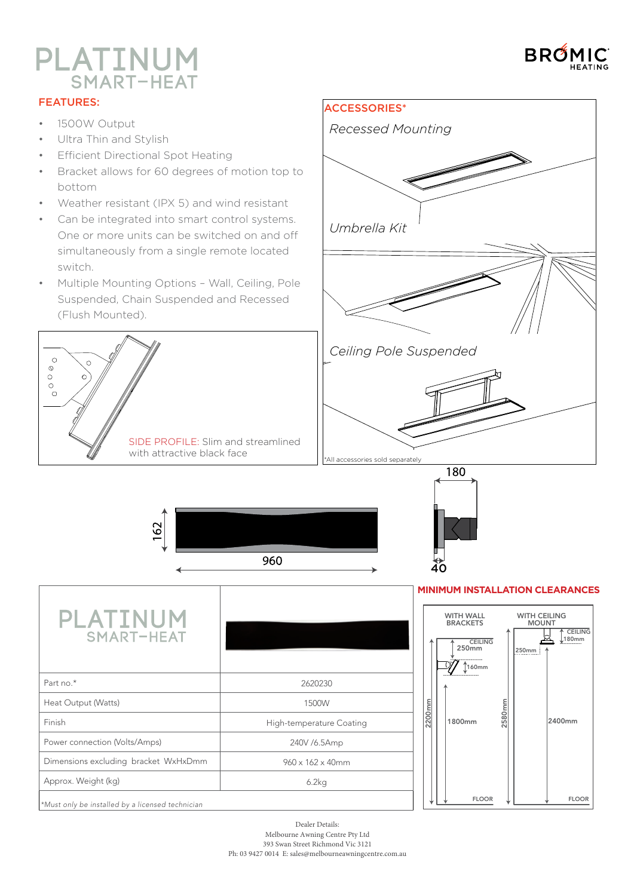# PLATINUM SMART-HEAT

BROMIC HEATING

## FEATURES:

- 1500W Output
- Ultra Thin and Stylish
- Efficient Directional Spot Heating
- Bracket allows for 60 degrees of motion top to bottom
- Weather resistant (IPX 5) and wind resistant
- Can be integrated into smart control systems. One or more units can be switched on and off simultaneously from a single remote located switch.
- Multiple Mounting Options – Wall, Ceiling, Pole Suspended, Chain Suspended and Recessed (Flush Mounted).

SIDE PROFILE: Slim and streamlined with attractive black face

## ACCESSORIES*

*Recessed Mounting*

*Umbrella Kit*

*Ceiling Pole Suspended*

*All accessories sold separately

162

960

180

40

| PLATINUM SMART-HEAT | |
|---|---|
| Part no.* | 2620230 |
| Heat Output (Watts) | 1500W |
| Finish | High-temperature Coating |
| Power connection (Volts/Amps) | 240V /6.5Amp |
| Dimensions excluding bracket WxHxDmm | 960 x 162 x 40mm |
| Approx. Weight (kg) | 6.2kg |

*Must only be installed by a licensed technician*

## MINIMUM INSTALLATION CLEARANCES

WITH WALL BRACKETS

CEILING

250mm

160mm

2200mm

1800mm

FLOOR

WITH CEILING MOUNT

CEILING

180mm

250mm

2580mm

2400mm

FLOOR

Dealer Details:
Melbourne Awning Centre Pty Ltd
393 Swan Street Richmond Vic 3121
Ph: 03 9427 0014 E: sales@melbourneawningcentre.com.au